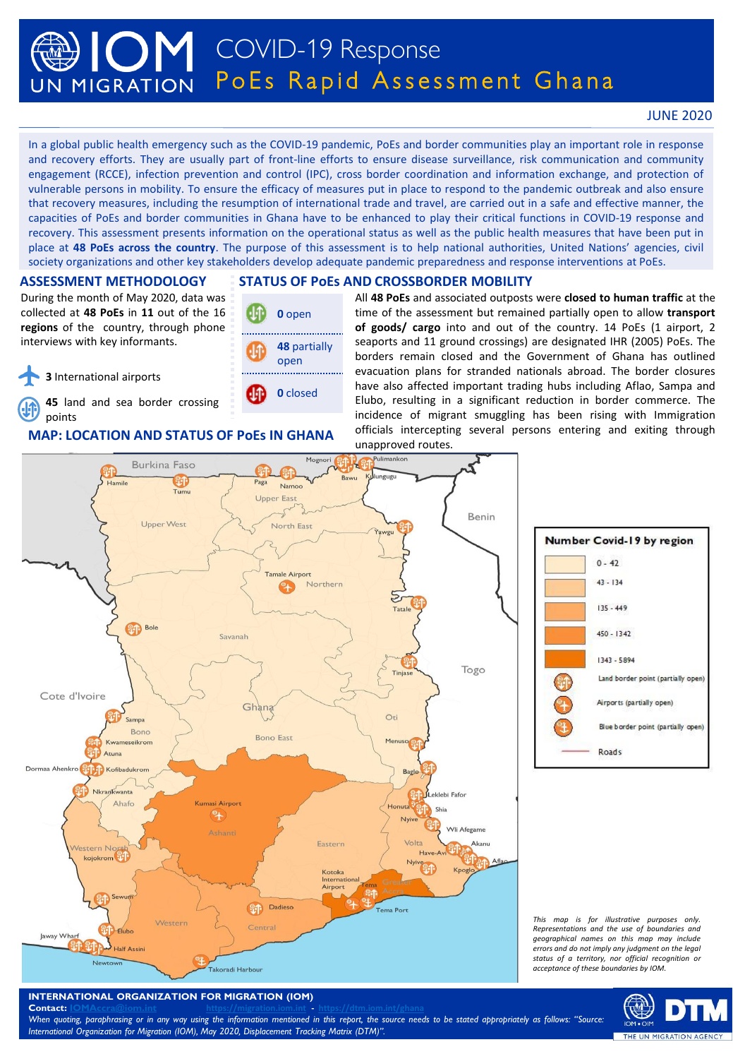# IOM UN MIGRATION — COVID-19 Response
## PoEs Rapid Assessment Ghana

JUNE 2020

In a global public health emergency such as the COVID-19 pandemic, PoEs and border communities play an important role in response and recovery efforts. They are usually part of front-line efforts to ensure disease surveillance, risk communication and community engagement (RCCE), infection prevention and control (IPC), cross border coordination and information exchange, and protection of vulnerable persons in mobility. To ensure the efficacy of measures put in place to respond to the pandemic outbreak and also ensure that recovery measures, including the resumption of international trade and travel, are carried out in a safe and effective manner, the capacities of PoEs and border communities in Ghana have to be enhanced to play their critical functions in COVID-19 response and recovery. This assessment presents information on the operational status as well as the public health measures that have been put in place at **48 PoEs across the country**. The purpose of this assessment is to help national authorities, United Nations' agencies, civil society organizations and other key stakeholders develop adequate pandemic preparedness and response interventions at PoEs.

### ASSESSMENT METHODOLOGY

During the month of May 2020, data was collected at **48** PoEs in **11** out of the 16 **regions** of the country, through phone interviews with key informants.

- **3** International airports
- **45** land and sea border crossing points

### STATUS OF PoEs AND CROSSBORDER MOBILITY

- **0** open
- **48** partially open
- **0** closed

All **48 PoEs** and associated outposts were **closed to human traffic** at the time of the assessment but remained partially open to allow **transport of goods/ cargo** into and out of the country. 14 PoEs (1 airport, 2 seaports and 11 ground crossings) are designated IHR (2005) PoEs. The borders remain closed and the Government of Ghana has outlined evacuation plans for stranded nationals abroad. The border closures have also affected important trading hubs including Aflao, Sampa and Elubo, resulting in a significant reduction in border commerce. The incidence of migrant smuggling has been rising with Immigration officials intercepting several persons entering and exiting through unapproved routes.

### MAP: LOCATION AND STATUS OF PoEs IN GHANA

**Number Covid-19 by region**

- 0 - 42
- 43 - 134
- 135 - 449
- 450 - 1342
- 1343 - 5894
- Land border point (partially open)
- Airports (partially open)
- Blue border point (partially open)
- Roads

*This map is for illustrative purposes only. Representations and the use of boundaries and geographical names on this map may include errors and do not imply any judgment on the legal status of a territory, nor official recognition or acceptance of these boundaries by IOM.*

**INTERNATIONAL ORGANIZATION FOR MIGRATION (IOM)**
**Contact:** IOMAccra@iom.int https://migration.iom.int - https://dtm.iom.int/ghana

*When quoting, paraphrasing or in any way using the information mentioned in this report, the source needs to be stated appropriately as follows: "Source: International Organization for Migration (IOM), May 2020, Displacement Tracking Matrix (DTM)".*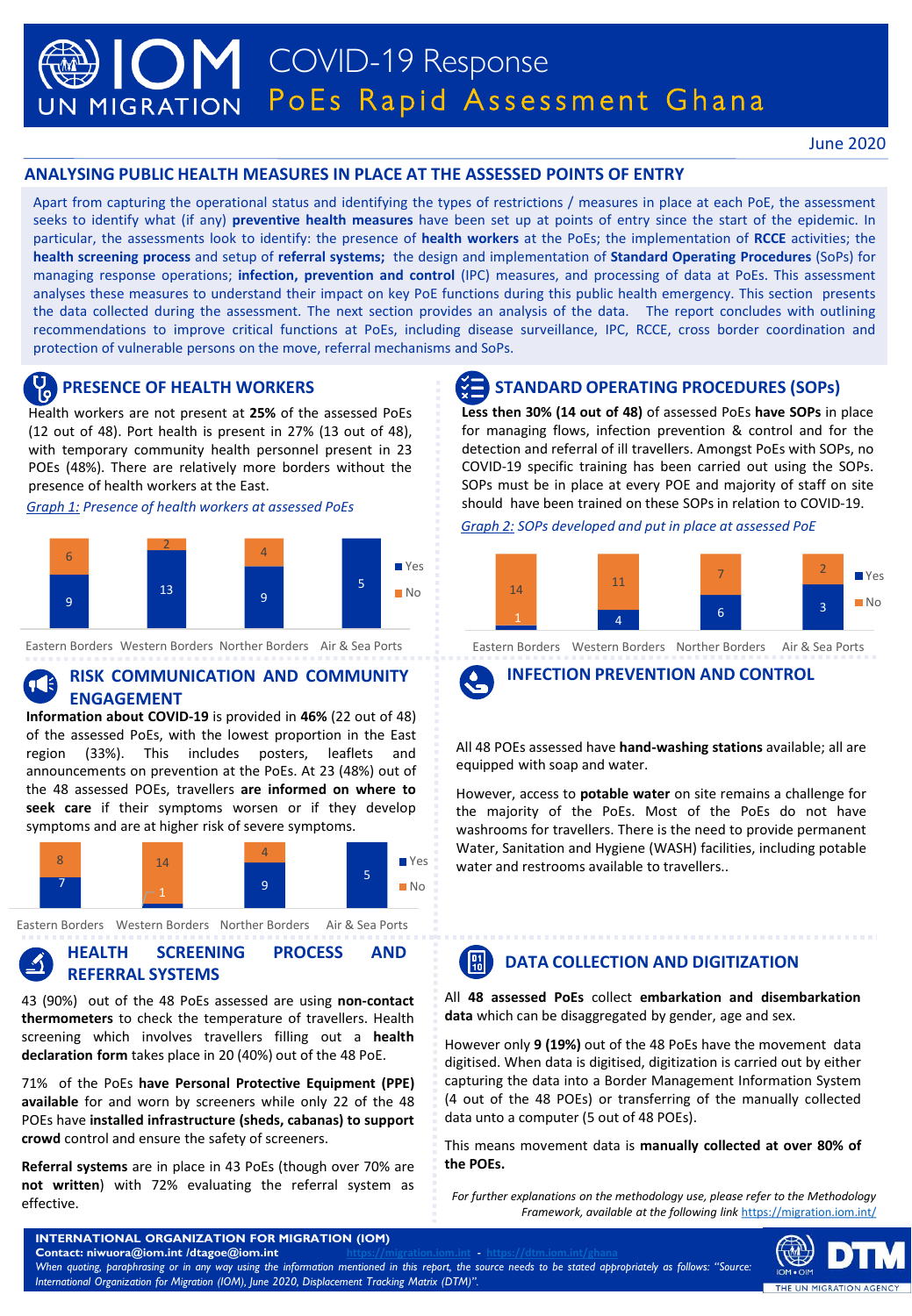# COVID-19 Response
## PoEs Rapid Assessment Ghana

June 2020

## ANALYSING PUBLIC HEALTH MEASURES IN PLACE AT THE ASSESSED POINTS OF ENTRY

Apart from capturing the operational status and identifying the types of restrictions / measures in place at each PoE, the assessment seeks to identify what (if any) **preventive health measures** have been set up at points of entry since the start of the epidemic. In particular, the assessments look to identify: the presence of **health workers** at the PoEs; the implementation of **RCCE** activities; the **health screening process** and setup of **referral systems;** the design and implementation of **Standard Operating Procedures** (SoPs) for managing response operations; **infection, prevention and control** (IPC) measures, and processing of data at PoEs. This assessment analyses these measures to understand their impact on key PoE functions during this public health emergency. This section presents the data collected during the assessment. The next section provides an analysis of the data. The report concludes with outlining recommendations to improve critical functions at PoEs, including disease surveillance, IPC, RCCE, cross border coordination and protection of vulnerable persons on the move, referral mechanisms and SoPs.

### PRESENCE OF HEALTH WORKERS

Health workers are not present at **25%** of the assessed PoEs (12 out of 48). Port health is present in 27% (13 out of 48), with temporary community health personnel present in 23 POEs (48%). There are relatively more borders without the presence of health workers at the East.

*Graph 1: Presence of health workers at assessed PoEs*

| | Eastern Borders | Western Borders | Northern Borders | Air & Sea Ports |
|---|---|---|---|---|
| Yes | 9 | 13 | 9 | 5 |
| No | 6 | 2 | 4 | |

### RISK COMMUNICATION AND COMMUNITY ENGAGEMENT

**Information about COVID-19** is provided in **46%** (22 out of 48) of the assessed PoEs, with the lowest proportion in the East region (33%). This includes posters, leaflets and announcements on prevention at the PoEs. At 23 (48%) out of the 48 assessed POEs, travellers **are informed on where to seek care** if their symptoms worsen or if they develop symptoms and are at higher risk of severe symptoms.

| | Eastern Borders | Western Borders | Northern Borders | Air & Sea Ports |
|---|---|---|---|---|
| Yes | 7 | 1 | 9 | 5 |
| No | 8 | 14 | 4 | |

### HEALTH SCREENING PROCESS AND REFERRAL SYSTEMS

43 (90%) out of the 48 PoEs assessed are using **non-contact thermometers** to check the temperature of travellers. Health screening which involves travellers filling out a **health declaration form** takes place in 20 (40%) out of the 48 PoE.

71% of the PoEs **have Personal Protective Equipment (PPE) available** for and worn by screeners while only 22 of the 48 POEs have **installed infrastructure (sheds, cabanas) to support crowd** control and ensure the safety of screeners.

**Referral systems** are in place in 43 PoEs (though over 70% are **not written**) with 72% evaluating the referral system as effective.

### STANDARD OPERATING PROCEDURES (SOPs)

**Less then 30% (14 out of 48)** of assessed PoEs **have SOPs** in place for managing flows, infection prevention & control and for the detection and referral of ill travellers. Amongst PoEs with SOPs, no COVID-19 specific training has been carried out using the SOPs. SOPs must be in place at every POE and majority of staff on site should have been trained on these SOPs in relation to COVID-19.

*Graph 2: SOPs developed and put in place at assessed PoE*

| | Eastern Borders | Western Borders | Northern Borders | Air & Sea Ports |
|---|---|---|---|---|
| Yes | 1 | 4 | 6 | 3 |
| No | 14 | 11 | 7 | 2 |

### INFECTION PREVENTION AND CONTROL

All 48 POEs assessed have **hand-washing stations** available; all are equipped with soap and water.

However, access to **potable water** on site remains a challenge for the majority of the PoEs. Most of the PoEs do not have washrooms for travellers. There is the need to provide permanent Water, Sanitation and Hygiene (WASH) facilities, including potable water and restrooms available to travellers..

### DATA COLLECTION AND DIGITIZATION

All **48 assessed PoEs** collect **embarkation and disembarkation data** which can be disaggregated by gender, age and sex.

However only **9 (19%)** out of the 48 PoEs have the movement data digitised. When data is digitised, digitization is carried out by either capturing the data into a Border Management Information System (4 out of the 48 POEs) or transferring of the manually collected data unto a computer (5 out of 48 POEs).

This means movement data is **manually collected at over 80% of the POEs.**

*For further explanations on the methodology use, please refer to the Methodology Framework, available at the following link https://migration.iom.int/*

**INTERNATIONAL ORGANIZATION FOR MIGRATION (IOM)**
**Contact: niwuora@iom.int /dtagoe@iom.int** https://migration.iom.int - https://dtm.iom.int/ghana
*When quoting, paraphrasing or in any way using the information mentioned in this report, the source needs to be stated appropriately as follows: "Source: International Organization for Migration (IOM), June 2020, Displacement Tracking Matrix (DTM)".*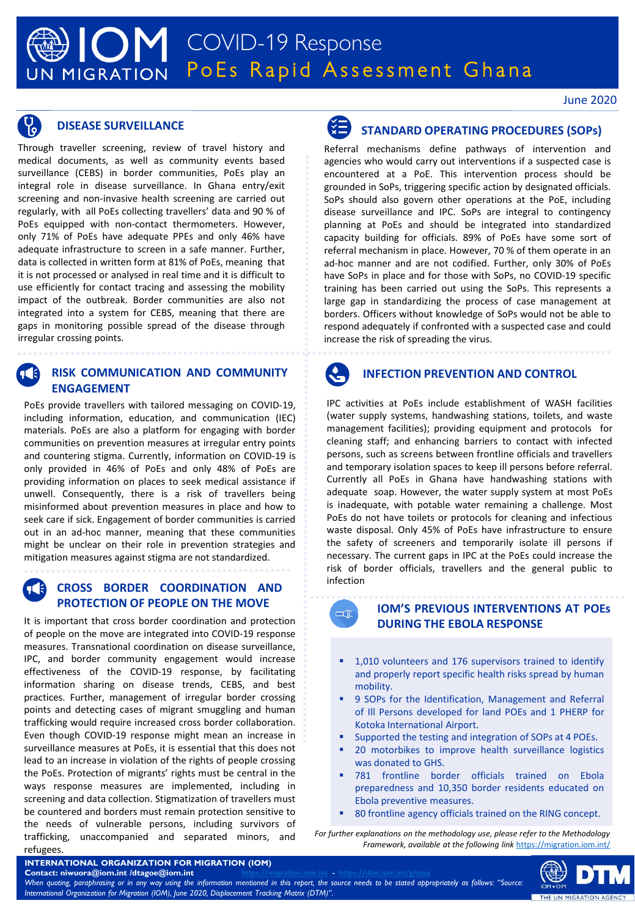# COVID-19 Response

## PoEs Rapid Assessment Ghana

June 2020

### DISEASE SURVEILLANCE

Through traveller screening, review of travel history and medical documents, as well as community events based surveillance (CEBS) in border communities, PoEs play an integral role in disease surveillance. In Ghana entry/exit screening and non-invasive health screening are carried out regularly, with all PoEs collecting travellers' data and 90 % of PoEs equipped with non-contact thermometers. However, only 71% of PoEs have adequate PPEs and only 46% have adequate infrastructure to screen in a safe manner. Further, data is collected in written form at 81% of PoEs, meaning that it is not processed or analysed in real time and it is difficult to use efficiently for contact tracing and assessing the mobility impact of the outbreak. Border communities are also not integrated into a system for CEBS, meaning that there are gaps in monitoring possible spread of the disease through irregular crossing points.

### RISK COMMUNICATION AND COMMUNITY ENGAGEMENT

PoEs provide travellers with tailored messaging on COVID-19, including information, education, and communication (IEC) materials. PoEs are also a platform for engaging with border communities on prevention measures at irregular entry points and countering stigma. Currently, information on COVID-19 is only provided in 46% of PoEs and only 48% of PoEs are providing information on places to seek medical assistance if unwell. Consequently, there is a risk of travellers being misinformed about prevention measures in place and how to seek care if sick. Engagement of border communities is carried out in an ad-hoc manner, meaning that these communities might be unclear on their role in prevention strategies and mitigation measures against stigma are not standardized.

### CROSS BORDER COORDINATION AND PROTECTION OF PEOPLE ON THE MOVE

It is important that cross border coordination and protection of people on the move are integrated into COVID-19 response measures. Transnational coordination on disease surveillance, IPC, and border community engagement would increase effectiveness of the COVID-19 response, by facilitating information sharing on disease trends, CEBS, and best practices. Further, management of irregular border crossing points and detecting cases of migrant smuggling and human trafficking would require increased cross border collaboration. Even though COVID-19 response might mean an increase in surveillance measures at PoEs, it is essential that this does not lead to an increase in violation of the rights of people crossing the PoEs. Protection of migrants' rights must be central in the ways response measures are implemented, including in screening and data collection. Stigmatization of travellers must be countered and borders must remain protection sensitive to the needs of vulnerable persons, including survivors of trafficking, unaccompanied and separated minors, and refugees.

### STANDARD OPERATING PROCEDURES (SOPs)

Referral mechanisms define pathways of intervention and agencies who would carry out interventions if a suspected case is encountered at a PoE. This intervention process should be grounded in SoPs, triggering specific action by designated officials. SoPs should also govern other operations at the PoE, including disease surveillance and IPC. SoPs are integral to contingency planning at PoEs and should be integrated into standardized capacity building for officials. 89% of PoEs have some sort of referral mechanism in place. However, 70 % of them operate in an ad-hoc manner and are not codified. Further, only 30% of PoEs have SoPs in place and for those with SoPs, no COVID-19 specific training has been carried out using the SoPs. This represents a large gap in standardizing the process of case management at borders. Officers without knowledge of SoPs would not be able to respond adequately if confronted with a suspected case and could increase the risk of spreading the virus.

### INFECTION PREVENTION AND CONTROL

IPC activities at PoEs include establishment of WASH facilities (water supply systems, handwashing stations, toilets, and waste management facilities); providing equipment and protocols for cleaning staff; and enhancing barriers to contact with infected persons, such as screens between frontline officials and travellers and temporary isolation spaces to keep ill persons before referral. Currently all PoEs in Ghana have handwashing stations with adequate soap. However, the water supply system at most PoEs is inadequate, with potable water remaining a challenge. Most PoEs do not have toilets or protocols for cleaning and infectious waste disposal. Only 45% of PoEs have infrastructure to ensure the safety of screeners and temporarily isolate ill persons if necessary. The current gaps in IPC at the PoEs could increase the risk of border officials, travellers and the general public to infection

### IOM'S PREVIOUS INTERVENTIONS AT POEs DURING THE EBOLA RESPONSE

- 1,010 volunteers and 176 supervisors trained to identify and properly report specific health risks spread by human mobility.
- 9 SOPs for the Identification, Management and Referral of Ill Persons developed for land POEs and 1 PHERP for Kotoka International Airport.
- Supported the testing and integration of SOPs at 4 POEs.
- 20 motorbikes to improve health surveillance logistics was donated to GHS.
- 781 frontline border officials trained on Ebola preparedness and 10,350 border residents educated on Ebola preventive measures.
- 80 frontline agency officials trained on the RING concept.

*For further explanations on the methodology use, please refer to the Methodology Framework, available at the following link* https://migration.iom.int/

**INTERNATIONAL ORGANIZATION FOR MIGRATION (IOM)**
**Contact: niwuora@iom.int /dtagoe@iom.int** https://migration.iom.int - https://dtm.iom.int/ghana

*When quoting, paraphrasing or in any way using the information mentioned in this report, the source needs to be stated appropriately as follows: "Source: International Organization for Migration (IOM), June 2020, Displacement Tracking Matrix (DTM)".*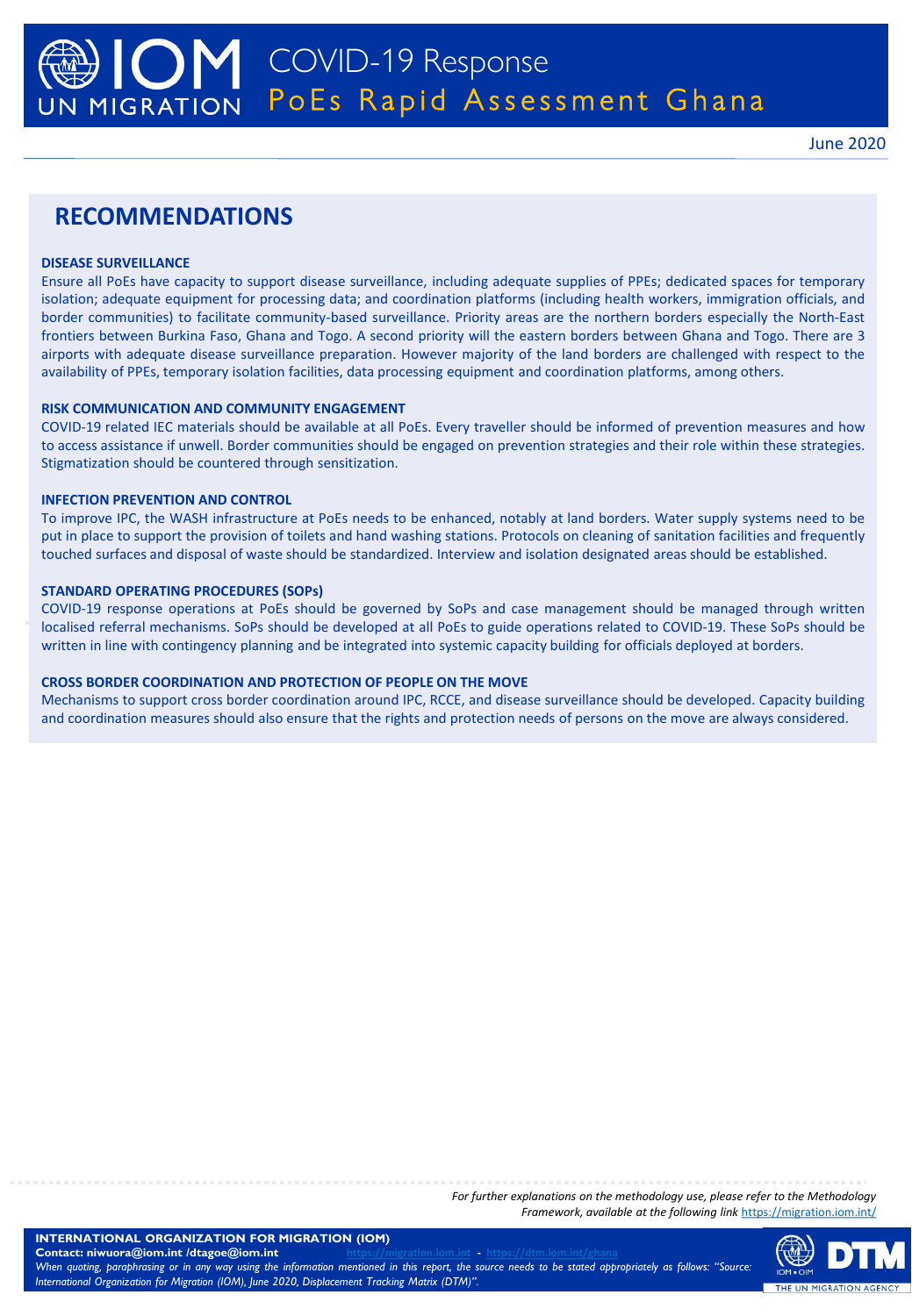## RECOMMENDATIONS

**DISEASE SURVEILLANCE**

Ensure all PoEs have capacity to support disease surveillance, including adequate supplies of PPEs; dedicated spaces for temporary isolation; adequate equipment for processing data; and coordination platforms (including health workers, immigration officials, and border communities) to facilitate community-based surveillance. Priority areas are the northern borders especially the North-East frontiers between Burkina Faso, Ghana and Togo. A second priority will the eastern borders between Ghana and Togo. There are 3 airports with adequate disease surveillance preparation. However majority of the land borders are challenged with respect to the availability of PPEs, temporary isolation facilities, data processing equipment and coordination platforms, among others.

**RISK COMMUNICATION AND COMMUNITY ENGAGEMENT**

COVID-19 related IEC materials should be available at all PoEs. Every traveller should be informed of prevention measures and how to access assistance if unwell. Border communities should be engaged on prevention strategies and their role within these strategies. Stigmatization should be countered through sensitization.

**INFECTION PREVENTION AND CONTROL**

To improve IPC, the WASH infrastructure at PoEs needs to be enhanced, notably at land borders. Water supply systems need to be put in place to support the provision of toilets and hand washing stations. Protocols on cleaning of sanitation facilities and frequently touched surfaces and disposal of waste should be standardized. Interview and isolation designated areas should be established.

**STANDARD OPERATING PROCEDURES (SOPs)**

COVID-19 response operations at PoEs should be governed by SoPs and case management should be managed through written localised referral mechanisms. SoPs should be developed at all PoEs to guide operations related to COVID-19. These SoPs should be written in line with contingency planning and be integrated into systemic capacity building for officials deployed at borders.

**CROSS BORDER COORDINATION AND PROTECTION OF PEOPLE ON THE MOVE**

Mechanisms to support cross border coordination around IPC, RCCE, and disease surveillance should be developed. Capacity building and coordination measures should also ensure that the rights and protection needs of persons on the move are always considered.

*For further explanations on the methodology use, please refer to the Methodology Framework, available at the following link* https://migration.iom.int/

**INTERNATIONAL ORGANIZATION FOR MIGRATION (IOM)**
**Contact: niwuora@iom.int /dtagoe@iom.int** https://migration.iom.int - https://dtm.iom.int/ghana

*When quoting, paraphrasing or in any way using the information mentioned in this report, the source needs to be stated appropriately as follows: "Source: International Organization for Migration (IOM), June 2020, Displacement Tracking Matrix (DTM)".*